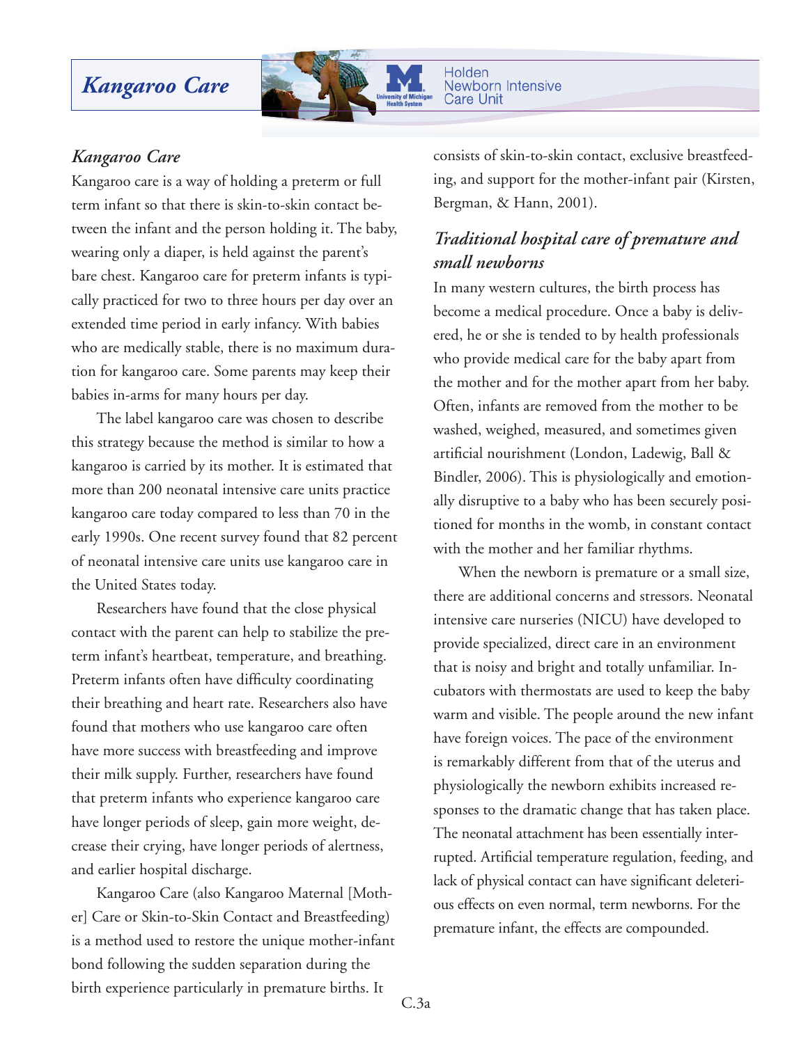# *Kangaroo Care*

## *Kangaroo Care*

Kangaroo care is a way of holding a preterm or full term infant so that there is skin-to-skin contact between the infant and the person holding it. The baby, wearing only a diaper, is held against the parent's bare chest. Kangaroo care for preterm infants is typically practiced for two to three hours per day over an extended time period in early infancy. With babies who are medically stable, there is no maximum duration for kangaroo care. Some parents may keep their babies in-arms for many hours per day.

The label kangaroo care was chosen to describe this strategy because the method is similar to how a kangaroo is carried by its mother. It is estimated that more than 200 neonatal intensive care units practice kangaroo care today compared to less than 70 in the early 1990s. One recent survey found that 82 percent of neonatal intensive care units use kangaroo care in the United States today.

Researchers have found that the close physical contact with the parent can help to stabilize the preterm infant's heartbeat, temperature, and breathing. Preterm infants often have difficulty coordinating their breathing and heart rate. Researchers also have found that mothers who use kangaroo care often have more success with breastfeeding and improve their milk supply. Further, researchers have found that preterm infants who experience kangaroo care have longer periods of sleep, gain more weight, decrease their crying, have longer periods of alertness, and earlier hospital discharge.

Kangaroo Care (also Kangaroo Maternal [Mother] Care or Skin-to-Skin Contact and Breastfeeding) is a method used to restore the unique mother-infant bond following the sudden separation during the birth experience particularly in premature births. It consists of skin-to-skin contact, exclusive breastfeeding, and support for the mother-infant pair (Kirsten, Bergman, & Hann, 2001).

## *Traditional hospital care of premature and small newborns*

In many western cultures, the birth process has become a medical procedure. Once a baby is delivered, he or she is tended to by health professionals who provide medical care for the baby apart from the mother and for the mother apart from her baby. Often, infants are removed from the mother to be washed, weighed, measured, and sometimes given artificial nourishment (London, Ladewig, Ball & Bindler, 2006). This is physiologically and emotionally disruptive to a baby who has been securely positioned for months in the womb, in constant contact with the mother and her familiar rhythms.

When the newborn is premature or a small size, there are additional concerns and stressors. Neonatal intensive care nurseries (NICU) have developed to provide specialized, direct care in an environment that is noisy and bright and totally unfamiliar. Incubators with thermostats are used to keep the baby warm and visible. The people around the new infant have foreign voices. The pace of the environment is remarkably different from that of the uterus and physiologically the newborn exhibits increased responses to the dramatic change that has taken place. The neonatal attachment has been essentially interrupted. Artificial temperature regulation, feeding, and lack of physical contact can have significant deleterious effects on even normal, term newborns. For the premature infant, the effects are compounded.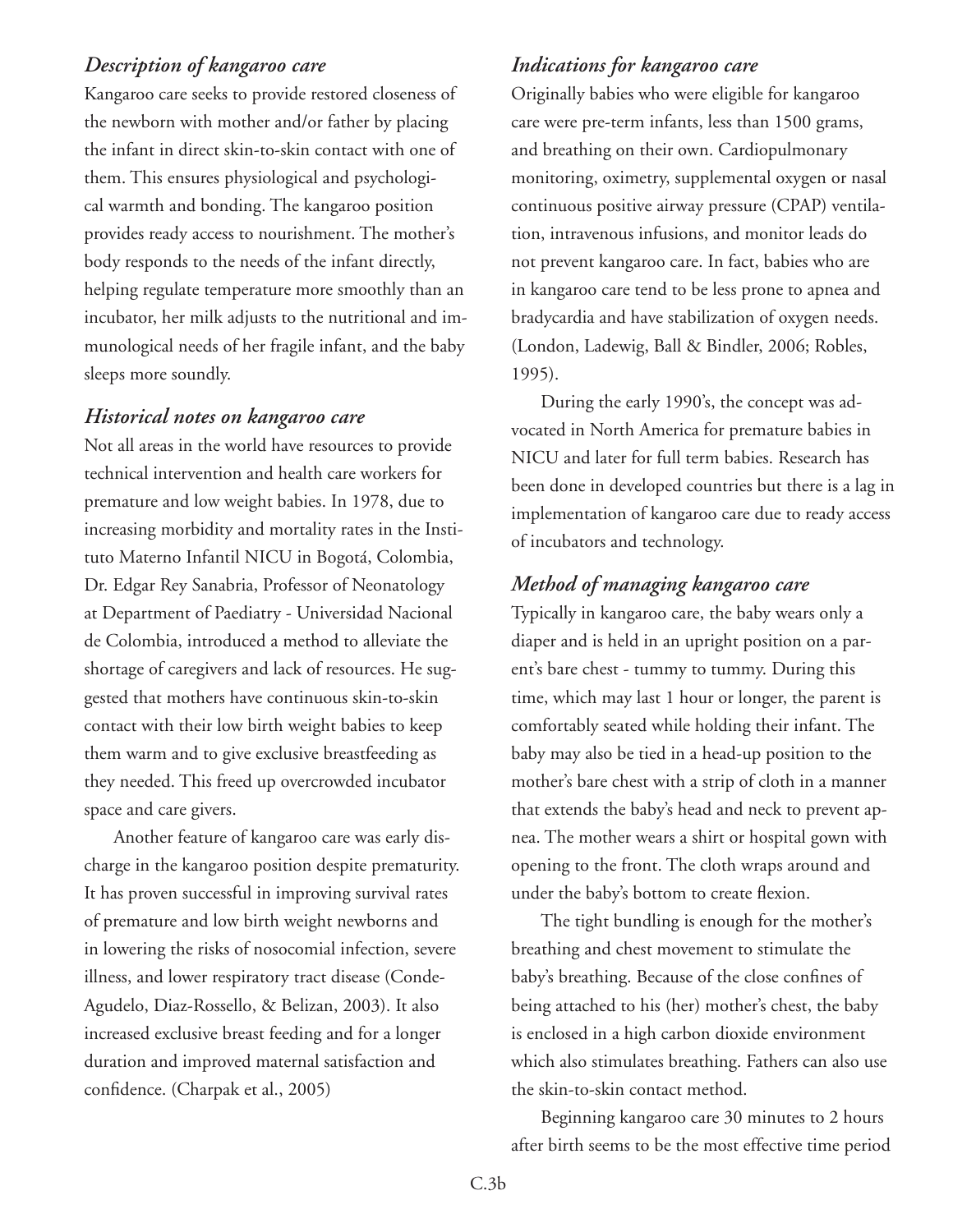### *Description of kangaroo care*

Kangaroo care seeks to provide restored closeness of the newborn with mother and/or father by placing the infant in direct skin-to-skin contact with one of them. This ensures physiological and psychological warmth and bonding. The kangaroo position provides ready access to nourishment. The mother's body responds to the needs of the infant directly, helping regulate temperature more smoothly than an incubator, her milk adjusts to the nutritional and immunological needs of her fragile infant, and the baby sleeps more soundly.

### *Historical notes on kangaroo care*

Not all areas in the world have resources to provide technical intervention and health care workers for premature and low weight babies. In 1978, due to increasing morbidity and mortality rates in the Instituto Materno Infantil NICU in Bogotá, Colombia, Dr. Edgar Rey Sanabria, Professor of Neonatology at Department of Paediatry - Universidad Nacional de Colombia, introduced a method to alleviate the shortage of caregivers and lack of resources. He suggested that mothers have continuous skin-to-skin contact with their low birth weight babies to keep them warm and to give exclusive breastfeeding as they needed. This freed up overcrowded incubator space and care givers.

Another feature of kangaroo care was early discharge in the kangaroo position despite prematurity. It has proven successful in improving survival rates of premature and low birth weight newborns and in lowering the risks of nosocomial infection, severe illness, and lower respiratory tract disease (Conde-Agudelo, Diaz-Rossello, & Belizan, 2003). It also increased exclusive breast feeding and for a longer duration and improved maternal satisfaction and confidence. (Charpak et al., 2005)

### *Indications for kangaroo care*

Originally babies who were eligible for kangaroo care were pre-term infants, less than 1500 grams, and breathing on their own. Cardiopulmonary monitoring, oximetry, supplemental oxygen or nasal continuous positive airway pressure (CPAP) ventilation, intravenous infusions, and monitor leads do not prevent kangaroo care. In fact, babies who are in kangaroo care tend to be less prone to apnea and bradycardia and have stabilization of oxygen needs. (London, Ladewig, Ball & Bindler, 2006; Robles, 1995).

During the early 1990's, the concept was advocated in North America for premature babies in NICU and later for full term babies. Research has been done in developed countries but there is a lag in implementation of kangaroo care due to ready access of incubators and technology.

### *Method of managing kangaroo care*

Typically in kangaroo care, the baby wears only a diaper and is held in an upright position on a parent's bare chest - tummy to tummy. During this time, which may last 1 hour or longer, the parent is comfortably seated while holding their infant. The baby may also be tied in a head-up position to the mother's bare chest with a strip of cloth in a manner that extends the baby's head and neck to prevent apnea. The mother wears a shirt or hospital gown with opening to the front. The cloth wraps around and under the baby's bottom to create flexion.

The tight bundling is enough for the mother's breathing and chest movement to stimulate the baby's breathing. Because of the close confines of being attached to his (her) mother's chest, the baby is enclosed in a high carbon dioxide environment which also stimulates breathing. Fathers can also use the skin-to-skin contact method.

Beginning kangaroo care 30 minutes to 2 hours after birth seems to be the most effective time period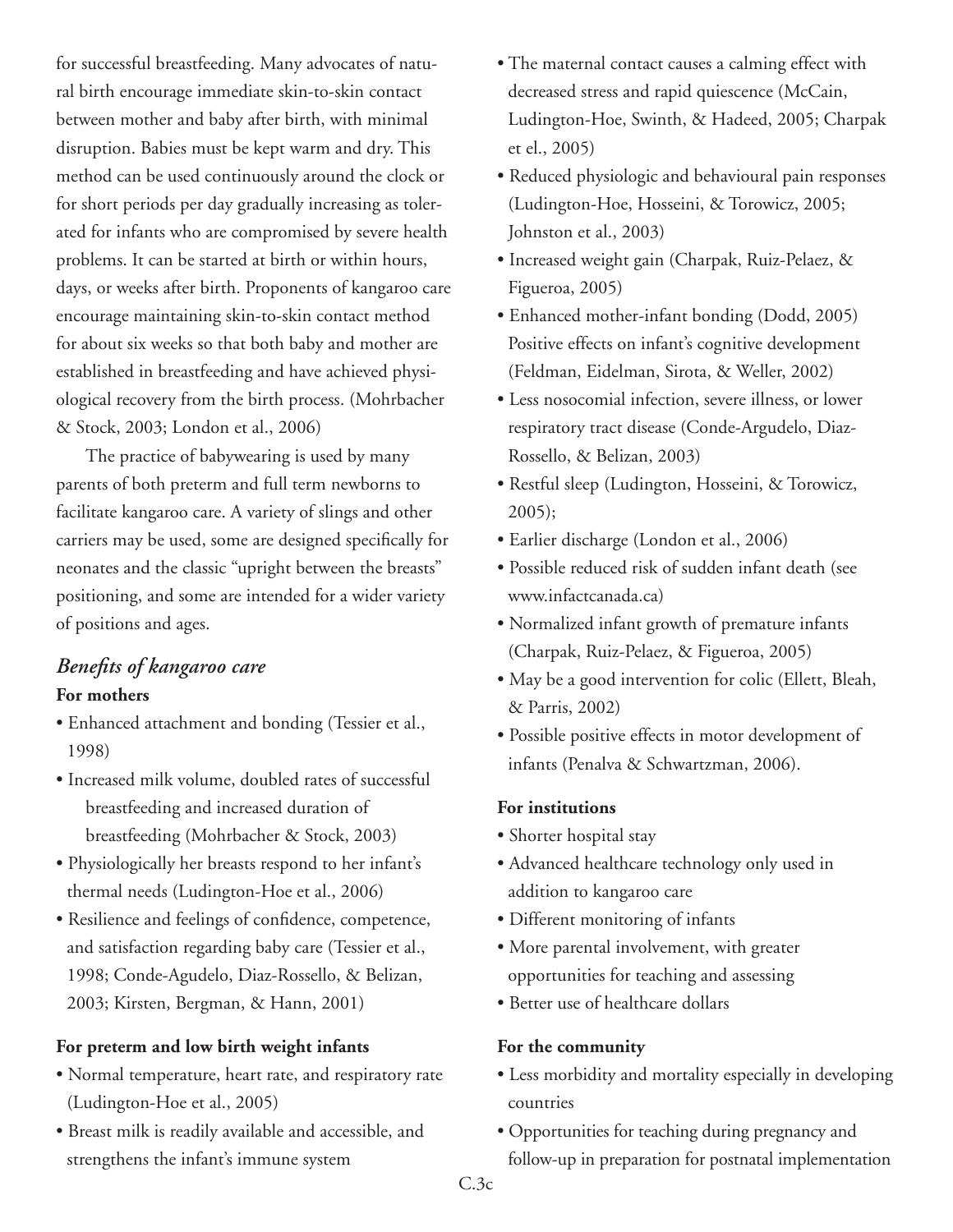for successful breastfeeding. Many advocates of natural birth encourage immediate skin-to-skin contact between mother and baby after birth, with minimal disruption. Babies must be kept warm and dry. This method can be used continuously around the clock or for short periods per day gradually increasing as tolerated for infants who are compromised by severe health problems. It can be started at birth or within hours, days, or weeks after birth. Proponents of kangaroo care encourage maintaining skin-to-skin contact method for about six weeks so that both baby and mother are established in breastfeeding and have achieved physiological recovery from the birth process. (Mohrbacher & Stock, 2003; London et al., 2006)

The practice of babywearing is used by many parents of both preterm and full term newborns to facilitate kangaroo care. A variety of slings and other carriers may be used, some are designed specifically for neonates and the classic "upright between the breasts" positioning, and some are intended for a wider variety of positions and ages.

### *Benefits of kangaroo care*

**For mothers**

- Enhanced attachment and bonding (Tessier et al., 1998)
- Increased milk volume, doubled rates of successful breastfeeding and increased duration of breastfeeding (Mohrbacher & Stock, 2003)
- Physiologically her breasts respond to her infant's thermal needs (Ludington-Hoe et al., 2006)
- Resilience and feelings of confidence, competence, and satisfaction regarding baby care (Tessier et al., 1998; Conde-Agudelo, Diaz-Rossello, & Belizan, 2003; Kirsten, Bergman, & Hann, 2001)

**For preterm and low birth weight infants**

- Normal temperature, heart rate, and respiratory rate (Ludington-Hoe et al., 2005)
- Breast milk is readily available and accessible, and strengthens the infant's immune system
- The maternal contact causes a calming effect with decreased stress and rapid quiescence (McCain, Ludington-Hoe, Swinth, & Hadeed, 2005; Charpak et el., 2005)
- Reduced physiologic and behavioural pain responses (Ludington-Hoe, Hosseini, & Torowicz, 2005; Johnston et al., 2003)
- Increased weight gain (Charpak, Ruiz-Pelaez, & Figueroa, 2005)
- Enhanced mother-infant bonding (Dodd, 2005) Positive effects on infant's cognitive development (Feldman, Eidelman, Sirota, & Weller, 2002)
- Less nosocomial infection, severe illness, or lower respiratory tract disease (Conde-Argudelo, Diaz-Rossello, & Belizan, 2003)
- Restful sleep (Ludington, Hosseini, & Torowicz, 2005);
- Earlier discharge (London et al., 2006)
- Possible reduced risk of sudden infant death (see www.infactcanada.ca)
- Normalized infant growth of premature infants (Charpak, Ruiz-Pelaez, & Figueroa, 2005)
- May be a good intervention for colic (Ellett, Bleah, & Parris, 2002)
- Possible positive effects in motor development of infants (Penalva & Schwartzman, 2006).

**For institutions**

- Shorter hospital stay
- Advanced healthcare technology only used in addition to kangaroo care
- Different monitoring of infants
- More parental involvement, with greater opportunities for teaching and assessing
- Better use of healthcare dollars

**For the community**

- Less morbidity and mortality especially in developing countries
- Opportunities for teaching during pregnancy and follow-up in preparation for postnatal implementation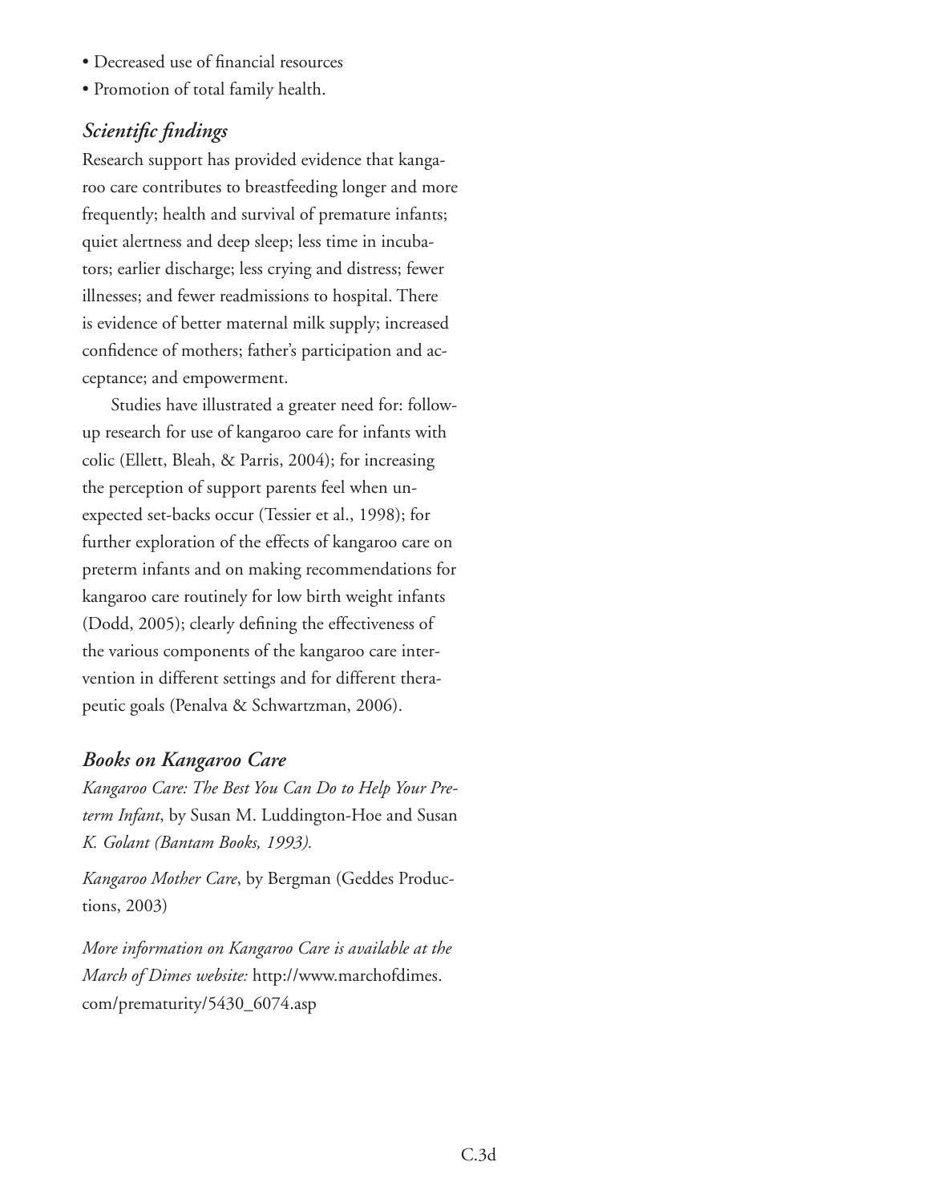- Decreased use of financial resources
- Promotion of total family health.

### *Scientific findings*

Research support has provided evidence that kangaroo care contributes to breastfeeding longer and more frequently; health and survival of premature infants; quiet alertness and deep sleep; less time in incubators; earlier discharge; less crying and distress; fewer illnesses; and fewer readmissions to hospital. There is evidence of better maternal milk supply; increased confidence of mothers; father's participation and acceptance; and empowerment.

Studies have illustrated a greater need for: follow-up research for use of kangaroo care for infants with colic (Ellett, Bleah, & Parris, 2004); for increasing the perception of support parents feel when unexpected set-backs occur (Tessier et al., 1998); for further exploration of the effects of kangaroo care on preterm infants and on making recommendations for kangaroo care routinely for low birth weight infants (Dodd, 2005); clearly defining the effectiveness of the various components of the kangaroo care intervention in different settings and for different therapeutic goals (Penalva & Schwartzman, 2006).

### *Books on Kangaroo Care*

*Kangaroo Care: The Best You Can Do to Help Your Preterm Infant*, by Susan M. Luddington-Hoe and Susan *K. Golant (Bantam Books, 1993).*

*Kangaroo Mother Care*, by Bergman (Geddes Productions, 2003)

*More information on Kangaroo Care is available at the March of Dimes website:* http://www.marchofdimes.com/prematurity/5430_6074.asp